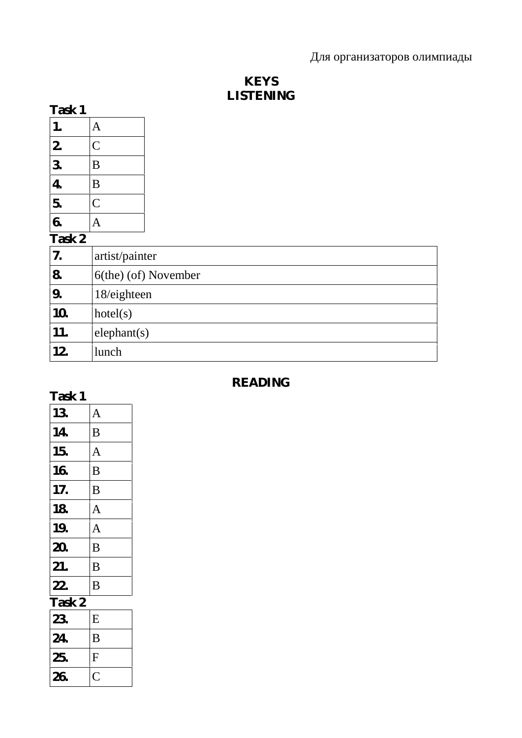Для организаторов олимпиады

# KEYS
# LISTENING

**Task 1**

| | |
|---|---|
| **1.** | A |
| **2.** | C |
| **3.** | B |
| **4.** | B |
| **5.** | C |
| **6.** | A |

**Task 2**

| | |
|---|---|
| **7.** | artist/painter |
| **8.** | 6(the) (of) November |
| **9.** | 18/eighteen |
| **10.** | hotel(s) |
| **11.** | elephant(s) |
| **12.** | lunch |

# READING

**Task 1**

| | |
|---|---|
| **13.** | A |
| **14.** | B |
| **15.** | A |
| **16.** | B |
| **17.** | B |
| **18.** | A |
| **19.** | A |
| **20.** | B |
| **21.** | B |
| **22.** | B |

**Task 2**

| | |
|---|---|
| **23.** | E |
| **24.** | B |
| **25.** | F |
| **26.** | C |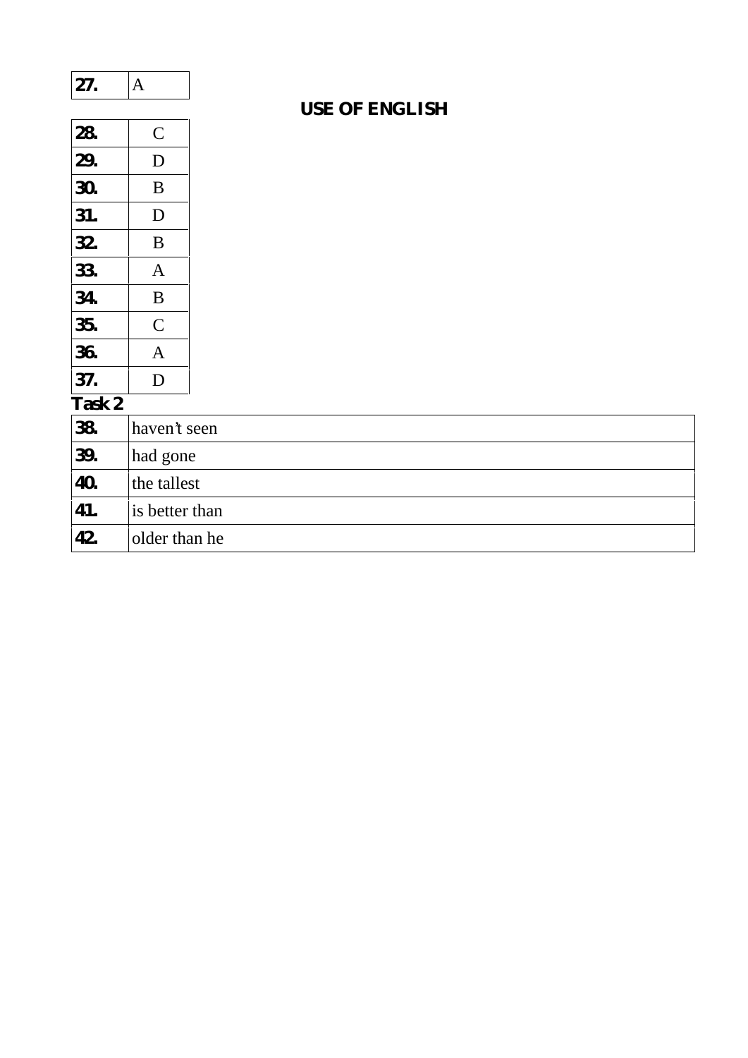| 27. | A |
|---|---|

## USE OF ENGLISH

| 28. | C |
|---|---|
| 29. | D |
| 30. | B |
| 31. | D |
| 32. | B |
| 33. | A |
| 34. | B |
| 35. | C |
| 36. | A |
| 37. | D |

**Task 2**

| 38. | haven't seen |
|---|---|
| 39. | had gone |
| 40. | the tallest |
| 41. | is better than |
| 42. | older than he |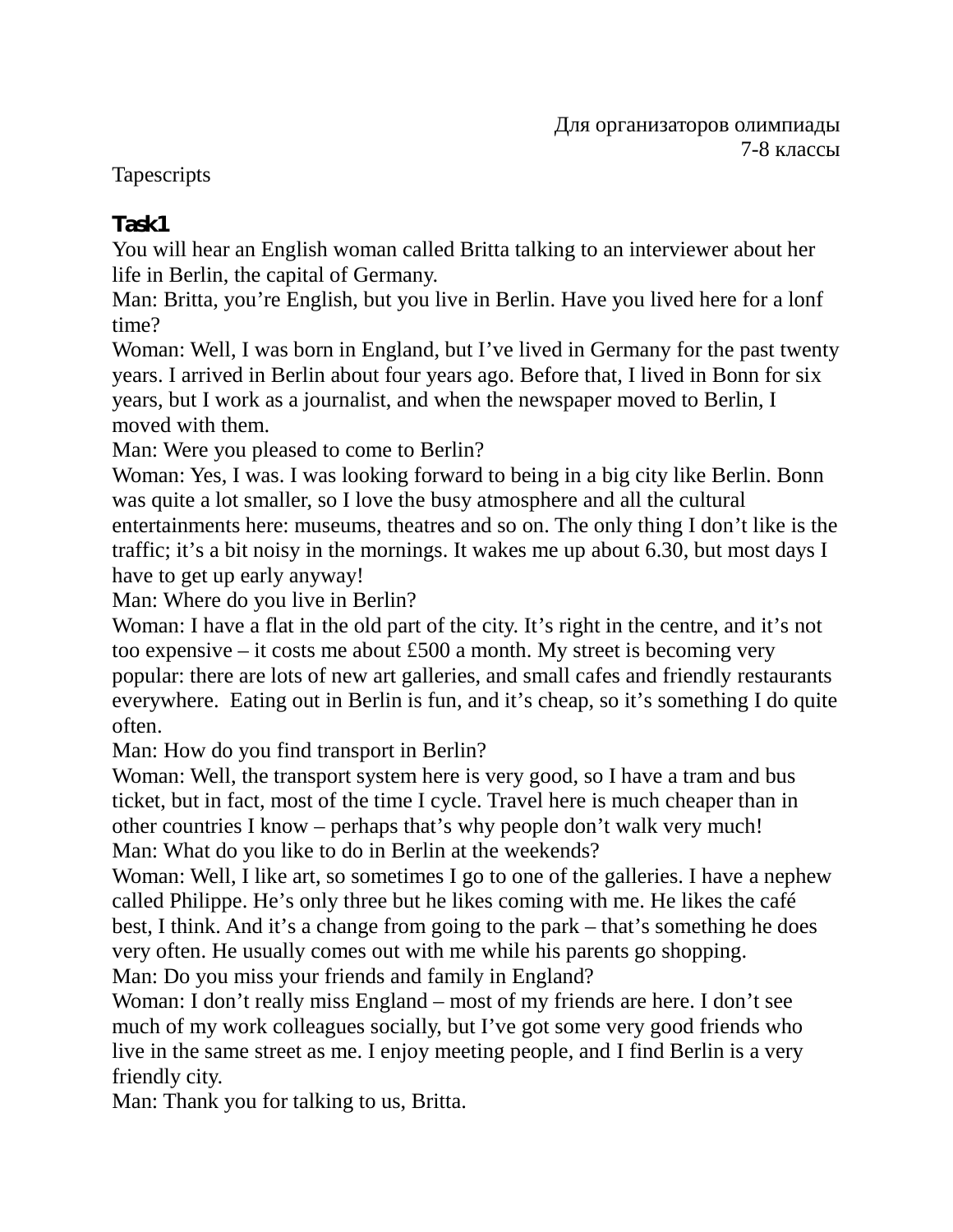Для организаторов олимпиады
7-8 классы

Tapescripts

**Task1**

You will hear an English woman called Britta talking to an interviewer about her life in Berlin, the capital of Germany.

Man: Britta, you're English, but you live in Berlin. Have you lived here for a lonf time?

Woman: Well, I was born in England, but I've lived in Germany for the past twenty years. I arrived in Berlin about four years ago. Before that, I lived in Bonn for six years, but I work as a journalist, and when the newspaper moved to Berlin, I moved with them.

Man: Were you pleased to come to Berlin?

Woman: Yes, I was. I was looking forward to being in a big city like Berlin. Bonn was quite a lot smaller, so I love the busy atmosphere and all the cultural entertainments here: museums, theatres and so on. The only thing I don't like is the traffic; it's a bit noisy in the mornings. It wakes me up about 6.30, but most days I have to get up early anyway!

Man: Where do you live in Berlin?

Woman: I have a flat in the old part of the city. It's right in the centre, and it's not too expensive – it costs me about £500 a month. My street is becoming very popular: there are lots of new art galleries, and small cafes and friendly restaurants everywhere. Eating out in Berlin is fun, and it's cheap, so it's something I do quite often.

Man: How do you find transport in Berlin?

Woman: Well, the transport system here is very good, so I have a tram and bus ticket, but in fact, most of the time I cycle. Travel here is much cheaper than in other countries I know – perhaps that's why people don't walk very much!

Man: What do you like to do in Berlin at the weekends?

Woman: Well, I like art, so sometimes I go to one of the galleries. I have a nephew called Philippe. He's only three but he likes coming with me. He likes the café best, I think. And it's a change from going to the park – that's something he does very often. He usually comes out with me while his parents go shopping.

Man: Do you miss your friends and family in England?

Woman: I don't really miss England – most of my friends are here. I don't see much of my work colleagues socially, but I've got some very good friends who live in the same street as me. I enjoy meeting people, and I find Berlin is a very friendly city.

Man: Thank you for talking to us, Britta.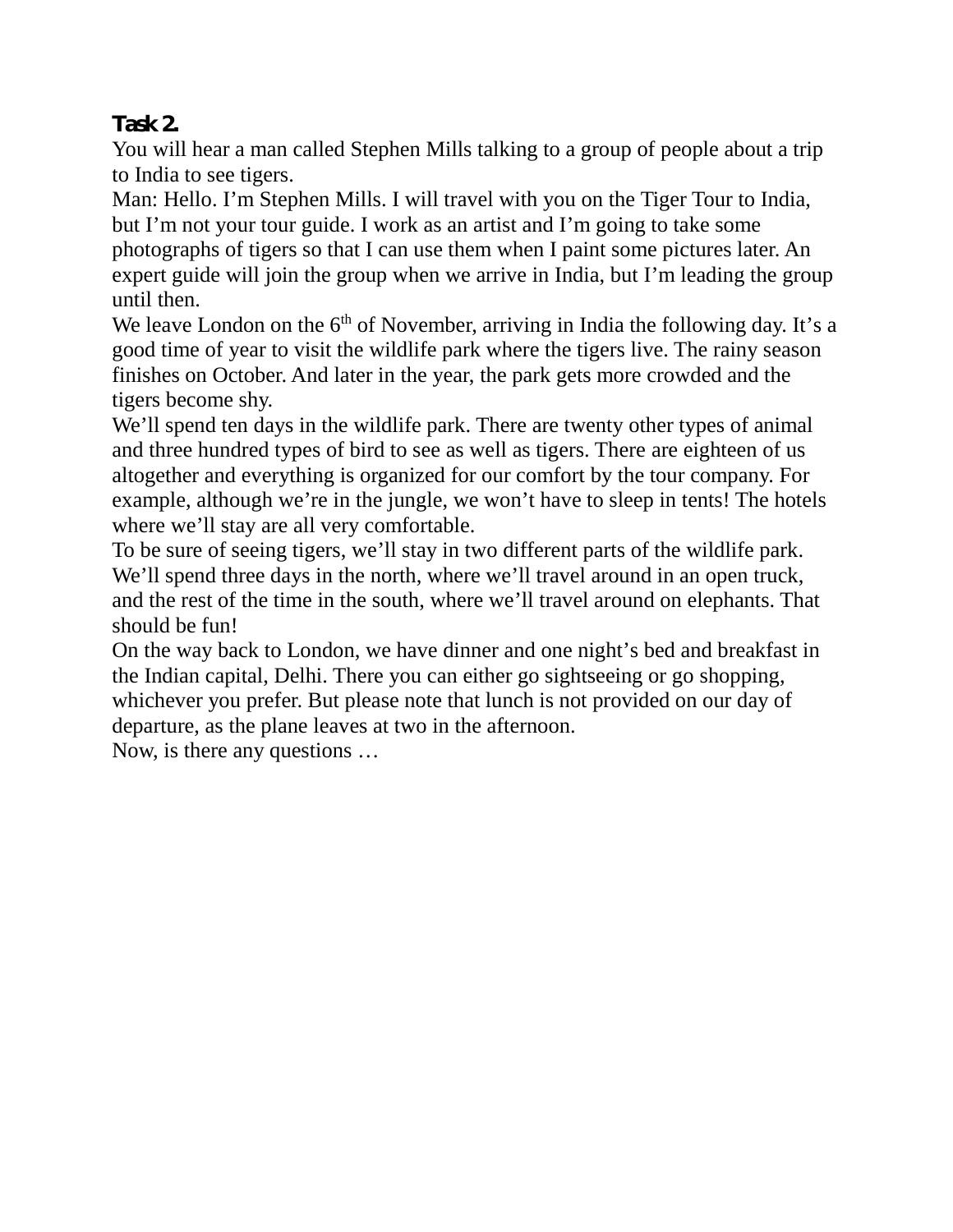**Task 2.**

You will hear a man called Stephen Mills talking to a group of people about a trip to India to see tigers.

Man: Hello. I'm Stephen Mills. I will travel with you on the Tiger Tour to India, but I'm not your tour guide. I work as an artist and I'm going to take some photographs of tigers so that I can use them when I paint some pictures later. An expert guide will join the group when we arrive in India, but I'm leading the group until then.

We leave London on the 6th of November, arriving in India the following day. It's a good time of year to visit the wildlife park where the tigers live. The rainy season finishes on October. And later in the year, the park gets more crowded and the tigers become shy.

We'll spend ten days in the wildlife park. There are twenty other types of animal and three hundred types of bird to see as well as tigers. There are eighteen of us altogether and everything is organized for our comfort by the tour company. For example, although we're in the jungle, we won't have to sleep in tents! The hotels where we'll stay are all very comfortable.

To be sure of seeing tigers, we'll stay in two different parts of the wildlife park. We'll spend three days in the north, where we'll travel around in an open truck, and the rest of the time in the south, where we'll travel around on elephants. That should be fun!

On the way back to London, we have dinner and one night's bed and breakfast in the Indian capital, Delhi. There you can either go sightseeing or go shopping, whichever you prefer. But please note that lunch is not provided on our day of departure, as the plane leaves at two in the afternoon.

Now, is there any questions …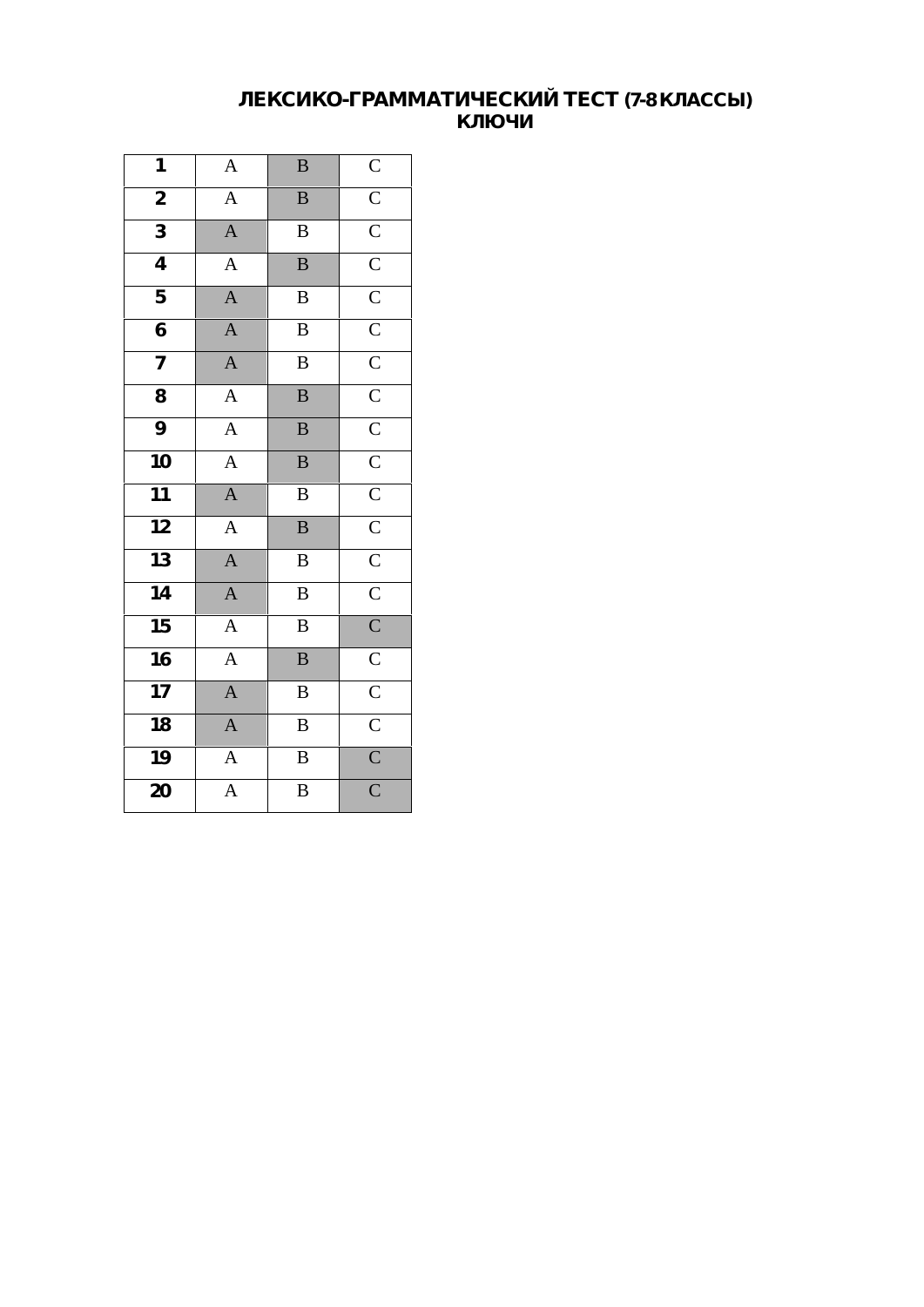# ЛЕКСИКО-ГРАММАТИЧЕСКИЙ ТЕСТ (7-8 КЛАССЫ)
## КЛЮЧИ

| | | | |
|---|---|---|---|
| **1** | A | **B** | C |
| **2** | A | **B** | C |
| **3** | **A** | B | C |
| **4** | A | **B** | C |
| **5** | **A** | B | C |
| **6** | **A** | B | C |
| **7** | **A** | B | C |
| **8** | A | **B** | C |
| **9** | A | **B** | C |
| **10** | A | **B** | C |
| **11** | **A** | B | C |
| **12** | A | **B** | C |
| **13** | **A** | B | C |
| **14** | **A** | B | C |
| **15** | A | B | **C** |
| **16** | A | **B** | C |
| **17** | **A** | B | C |
| **18** | **A** | B | C |
| **19** | A | B | **C** |
| **20** | A | B | **C** |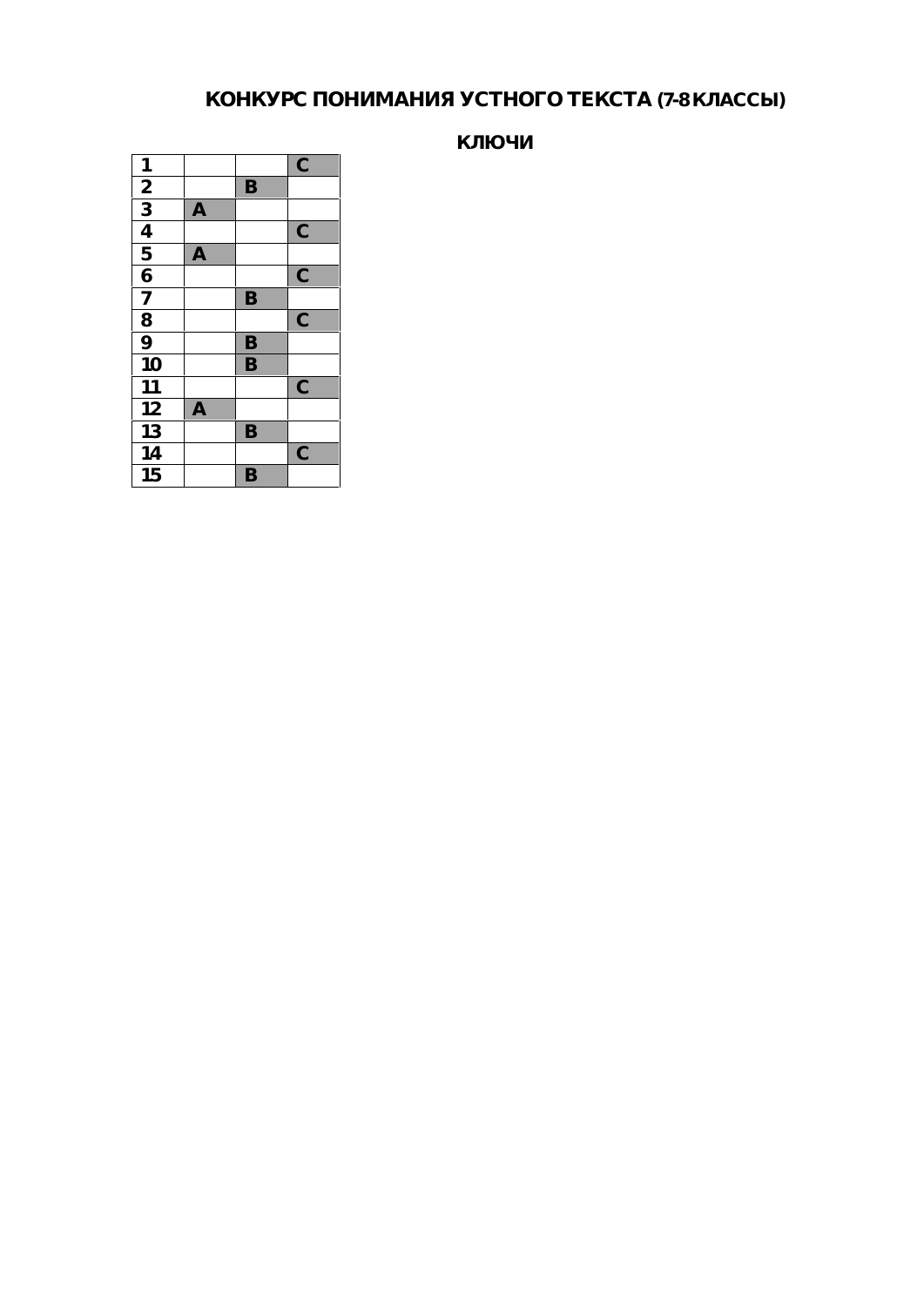# КОНКУРС ПОНИМАНИЯ УСТНОГО ТЕКСТА (7-8 КЛАССЫ)

## КЛЮЧИ

| | | | |
|---|---|---|---|
| 1 | | | C |
| 2 | | B | |
| 3 | A | | |
| 4 | | | C |
| 5 | A | | |
| 6 | | | C |
| 7 | | B | |
| 8 | | | C |
| 9 | | B | |
| 10 | | B | |
| 11 | | | C |
| 12 | A | | |
| 13 | | B | |
| 14 | | | C |
| 15 | | B | |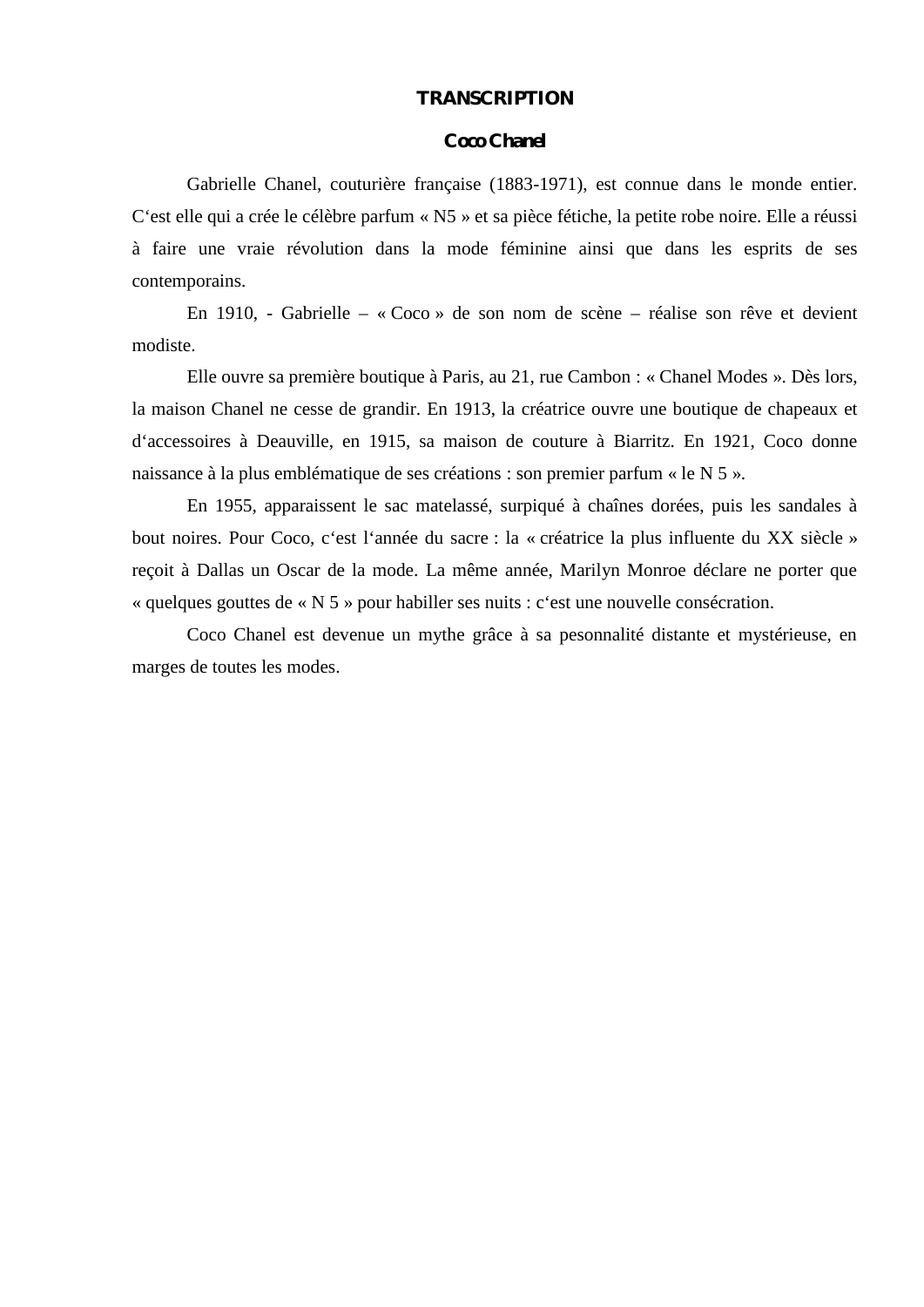# TRANSCRIPTION

## Coco Chanel

Gabrielle Chanel, couturière française (1883-1971), est connue dans le monde entier. C‘est elle qui a crée le célèbre parfum « N5 » et sa pièce fétiche, la petite robe noire. Elle a réussi à faire une vraie révolution dans la mode féminine ainsi que dans les esprits de ses contemporains.

En 1910, - Gabrielle – « Coco » de son nom de scène – réalise son rêve et devient modiste.

Elle ouvre sa première boutique à Paris, au 21, rue Cambon : « Chanel Modes ». Dès lors, la maison Chanel ne cesse de grandir. En 1913, la créatrice ouvre une boutique de chapeaux et d‘accessoires à Deauville, en 1915, sa maison de couture à Biarritz. En 1921, Coco donne naissance à la plus emblématique de ses créations : son premier parfum « le N 5 ».

En 1955, apparaissent le sac matelassé, surpiqué à chaînes dorées, puis les sandales à bout noires. Pour Coco, c‘est l‘année du sacre : la « créatrice la plus influente du XX siècle » reçoit à Dallas un Oscar de la mode. La même année, Marilyn Monroe déclare ne porter que « quelques gouttes de « N 5 » pour habiller ses nuits : c‘est une nouvelle consécration.

Coco Chanel est devenue un mythe grâce à sa pesonnalité distante et mystérieuse, en marges de toutes les modes.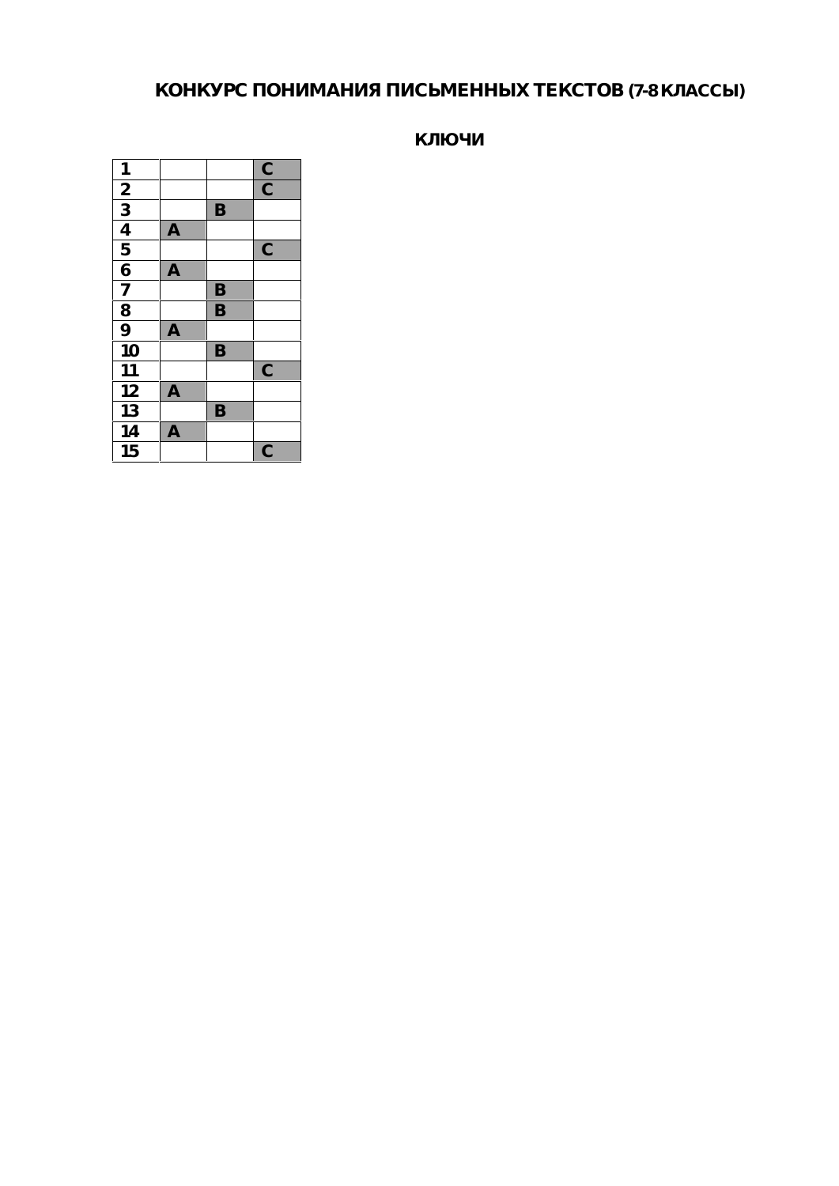## КОНКУРС ПОНИМАНИЯ ПИСЬМЕННЫХ ТЕКСТОВ (7-8 КЛАССЫ)

### КЛЮЧИ

| | | | |
|---|---|---|---|
| 1 | | | C |
| 2 | | | C |
| 3 | | B | |
| 4 | A | | |
| 5 | | | C |
| 6 | A | | |
| 7 | | B | |
| 8 | | B | |
| 9 | A | | |
| 10 | | B | |
| 11 | | | C |
| 12 | A | | |
| 13 | | B | |
| 14 | A | | |
| 15 | | | C |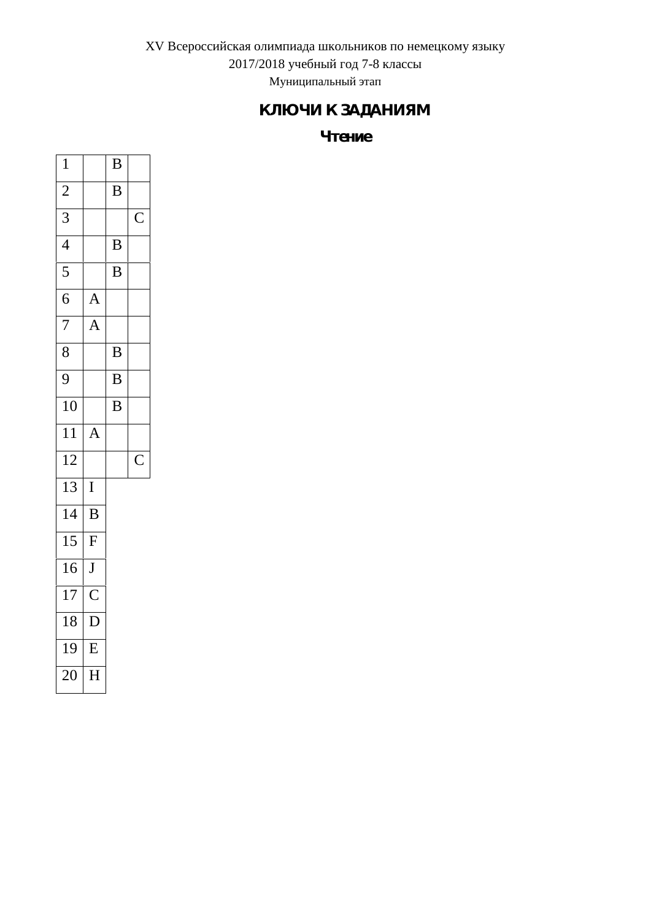XV Всероссийская олимпиада школьников по немецкому языку

2017/2018 учебный год 7-8 классы

Муниципальный этап

## КЛЮЧИ К ЗАДАНИЯМ

### Чтение

| | | | |
|---|---|---|---|
| 1 | | B | |
| 2 | | B | |
| 3 | | | C |
| 4 | | B | |
| 5 | | B | |
| 6 | A | | |
| 7 | A | | |
| 8 | | B | |
| 9 | | B | |
| 10 | | B | |
| 11 | A | | |
| 12 | | | C |

| | |
|---|---|
| 13 | I |
| 14 | B |
| 15 | F |
| 16 | J |
| 17 | C |
| 18 | D |
| 19 | E |
| 20 | H |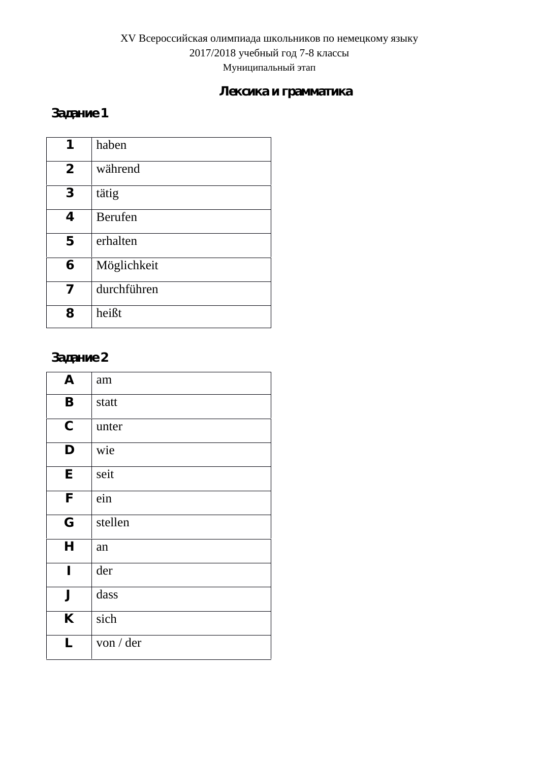XV Всероссийская олимпиада школьников по немецкому языку
2017/2018 учебный год 7-8 классы
Муниципальный этап

## Лексика и грамматика

### Задание 1

| | |
|---|---|
| 1 | haben |
| 2 | während |
| 3 | tätig |
| 4 | Berufen |
| 5 | erhalten |
| 6 | Möglichkeit |
| 7 | durchführen |
| 8 | heißt |

### Задание 2

| | |
|---|---|
| A | am |
| B | statt |
| C | unter |
| D | wie |
| E | seit |
| F | ein |
| G | stellen |
| H | an |
| I | der |
| J | dass |
| K | sich |
| L | von / der |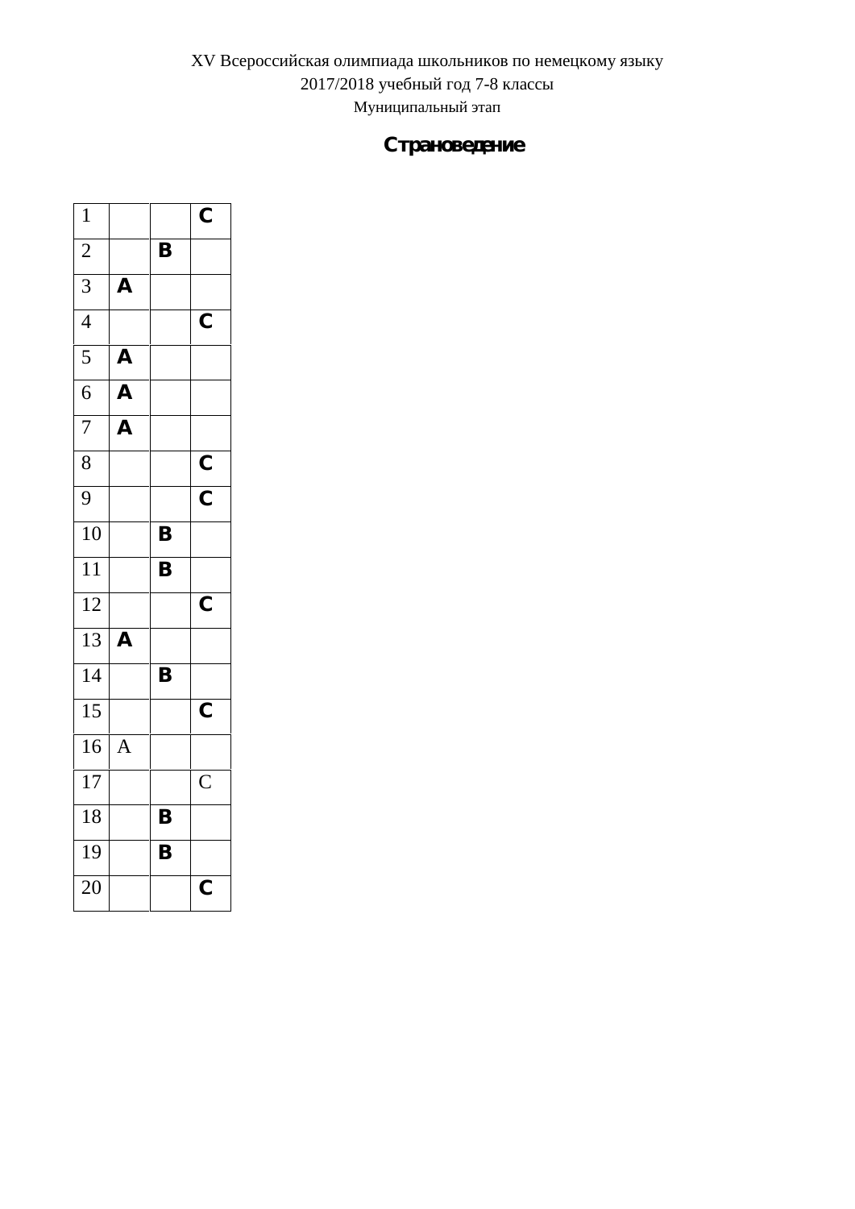XV Всероссийская олимпиада школьников по немецкому языку

2017/2018 учебный год 7-8 классы

Муниципальный этап

## Страноведение

| | | | |
|---|---|---|---|
| 1 | | | **C** |
| 2 | | **B** | |
| 3 | **A** | | |
| 4 | | | **C** |
| 5 | **A** | | |
| 6 | **A** | | |
| 7 | **A** | | |
| 8 | | | **C** |
| 9 | | | **C** |
| 10 | | **B** | |
| 11 | | **B** | |
| 12 | | | **C** |
| 13 | **A** | | |
| 14 | | **B** | |
| 15 | | | **C** |
| 16 | A | | |
| 17 | | | C |
| 18 | | **B** | |
| 19 | | **B** | |
| 20 | | | **C** |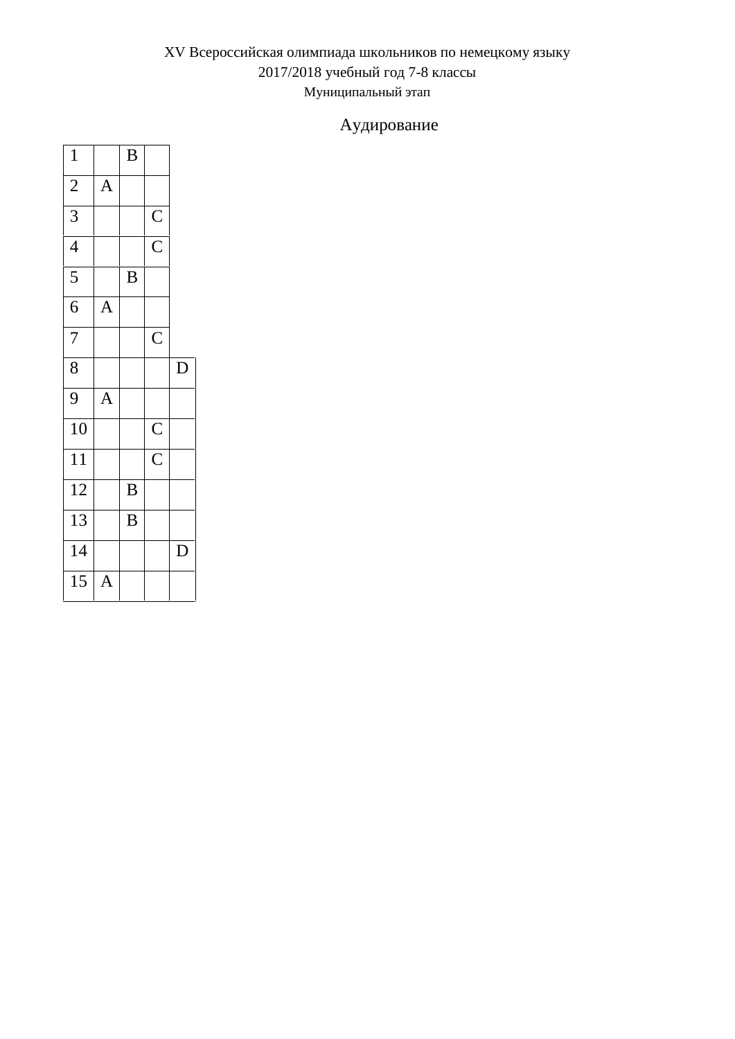XV Всероссийская олимпиада школьников по немецкому языку

2017/2018 учебный год 7-8 классы

Муниципальный этап

## Аудирование

| | | | | |
|---|---|---|---|---|
| 1 | | B | | |
| 2 | A | | | |
| 3 | | | C | |
| 4 | | | C | |
| 5 | | B | | |
| 6 | A | | | |
| 7 | | | C | |
| 8 | | | | D |
| 9 | A | | | |
| 10 | | | C | |
| 11 | | | C | |
| 12 | | B | | |
| 13 | | B | | |
| 14 | | | | D |
| 15 | A | | | |